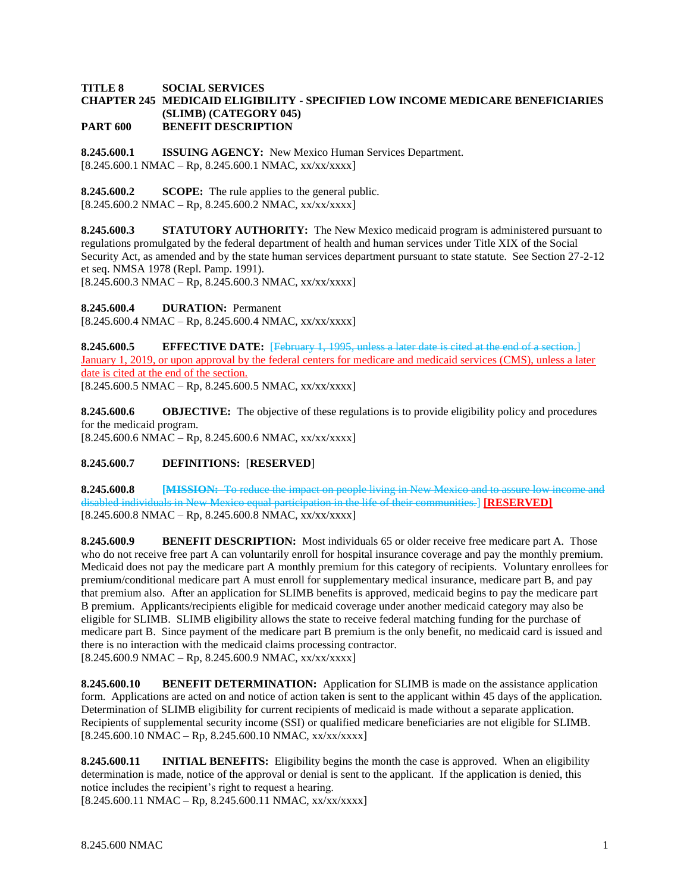**TITLE 8 SOCIAL SERVICES**
**CHAPTER 245 MEDICAID ELIGIBILITY - SPECIFIED LOW INCOME MEDICARE BENEFICIARIES (SLIMB) (CATEGORY 045)**
**PART 600 BENEFIT DESCRIPTION**

**8.245.600.1 ISSUING AGENCY:** New Mexico Human Services Department.
[8.245.600.1 NMAC – Rp, 8.245.600.1 NMAC, xx/xx/xxxx]

**8.245.600.2 SCOPE:** The rule applies to the general public.
[8.245.600.2 NMAC – Rp, 8.245.600.2 NMAC, xx/xx/xxxx]

**8.245.600.3 STATUTORY AUTHORITY:** The New Mexico medicaid program is administered pursuant to regulations promulgated by the federal department of health and human services under Title XIX of the Social Security Act, as amended and by the state human services department pursuant to state statute. See Section 27-2-12 et seq. NMSA 1978 (Repl. Pamp. 1991).
[8.245.600.3 NMAC – Rp, 8.245.600.3 NMAC, xx/xx/xxxx]

**8.245.600.4 DURATION:** Permanent
[8.245.600.4 NMAC – Rp, 8.245.600.4 NMAC, xx/xx/xxxx]

**8.245.600.5 EFFECTIVE DATE:** [~~February 1, 1995, unless a later date is cited at the end of a section.~~] January 1, 2019, or upon approval by the federal centers for medicare and medicaid services (CMS), unless a later date is cited at the end of the section.
[8.245.600.5 NMAC – Rp, 8.245.600.5 NMAC, xx/xx/xxxx]

**8.245.600.6 OBJECTIVE:** The objective of these regulations is to provide eligibility policy and procedures for the medicaid program.
[8.245.600.6 NMAC – Rp, 8.245.600.6 NMAC, xx/xx/xxxx]

**8.245.600.7 DEFINITIONS:** [**RESERVED**]

**8.245.600.8** [~~**MISSION:** To reduce the impact on people living in New Mexico and to assure low income and disabled individuals in New Mexico equal participation in the life of their communities.~~] **[RESERVED]**
[8.245.600.8 NMAC – Rp, 8.245.600.8 NMAC, xx/xx/xxxx]

**8.245.600.9 BENEFIT DESCRIPTION:** Most individuals 65 or older receive free medicare part A. Those who do not receive free part A can voluntarily enroll for hospital insurance coverage and pay the monthly premium. Medicaid does not pay the medicare part A monthly premium for this category of recipients. Voluntary enrollees for premium/conditional medicare part A must enroll for supplementary medical insurance, medicare part B, and pay that premium also. After an application for SLIMB benefits is approved, medicaid begins to pay the medicare part B premium. Applicants/recipients eligible for medicaid coverage under another medicaid category may also be eligible for SLIMB. SLIMB eligibility allows the state to receive federal matching funding for the purchase of medicare part B. Since payment of the medicare part B premium is the only benefit, no medicaid card is issued and there is no interaction with the medicaid claims processing contractor.
[8.245.600.9 NMAC – Rp, 8.245.600.9 NMAC, xx/xx/xxxx]

**8.245.600.10 BENEFIT DETERMINATION:** Application for SLIMB is made on the assistance application form. Applications are acted on and notice of action taken is sent to the applicant within 45 days of the application. Determination of SLIMB eligibility for current recipients of medicaid is made without a separate application. Recipients of supplemental security income (SSI) or qualified medicare beneficiaries are not eligible for SLIMB.
[8.245.600.10 NMAC – Rp, 8.245.600.10 NMAC, xx/xx/xxxx]

**8.245.600.11 INITIAL BENEFITS:** Eligibility begins the month the case is approved. When an eligibility determination is made, notice of the approval or denial is sent to the applicant. If the application is denied, this notice includes the recipient's right to request a hearing.
[8.245.600.11 NMAC – Rp, 8.245.600.11 NMAC, xx/xx/xxxx]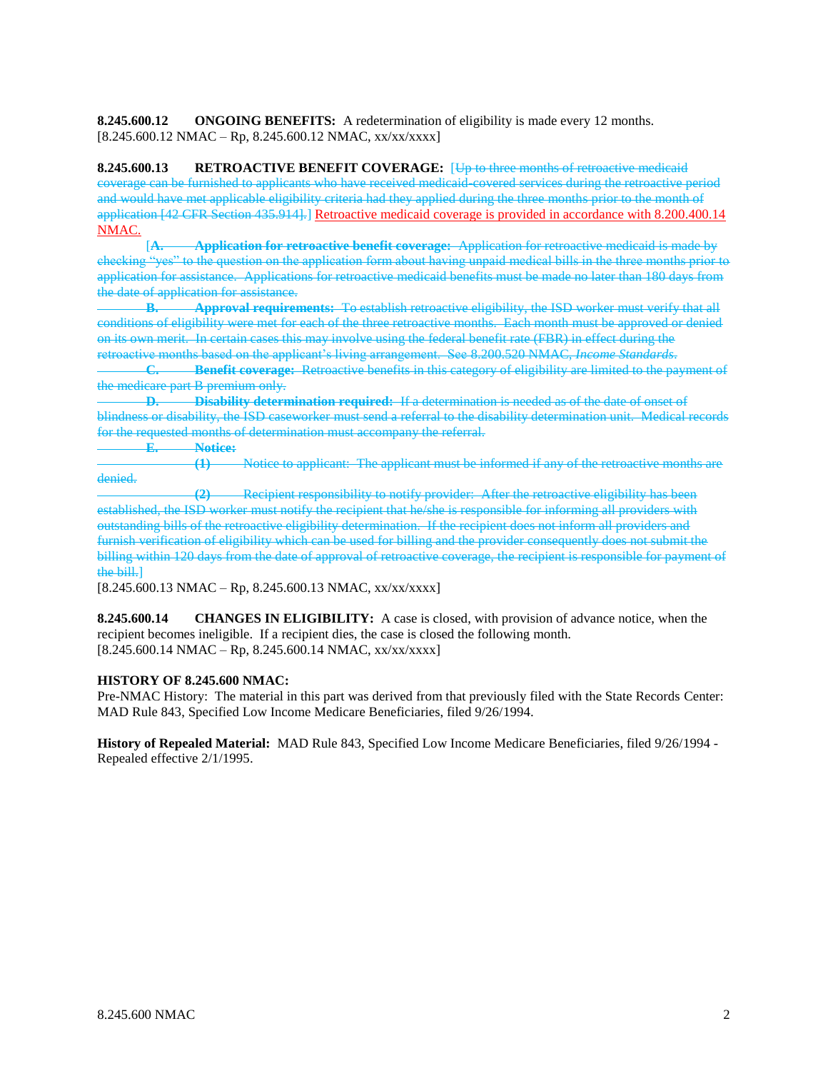**8.245.600.12 ONGOING BENEFITS:** A redetermination of eligibility is made every 12 months.
[8.245.600.12 NMAC – Rp, 8.245.600.12 NMAC, xx/xx/xxxx]

**8.245.600.13 RETROACTIVE BENEFIT COVERAGE:** [~~Up to three months of retroactive medicaid coverage can be furnished to applicants who have received medicaid-covered services during the retroactive period and would have met applicable eligibility criteria had they applied during the three months prior to the month of application [42 CFR Section 435.914].~~] <u>Retroactive medicaid coverage is provided in accordance with 8.200.400.14 NMAC.</u>

[~~**A. Application for retroactive benefit coverage:** Application for retroactive medicaid is made by checking "yes" to the question on the application form about having unpaid medical bills in the three months prior to application for assistance. Applications for retroactive medicaid benefits must be made no later than 180 days from the date of application for assistance.~~

~~**B. Approval requirements:** To establish retroactive eligibility, the ISD worker must verify that all conditions of eligibility were met for each of the three retroactive months. Each month must be approved or denied on its own merit. In certain cases this may involve using the federal benefit rate (FBR) in effect during the retroactive months based on the applicant's living arrangement. See 8.200.520 NMAC, *Income Standards*.~~

~~**C. Benefit coverage:** Retroactive benefits in this category of eligibility are limited to the payment of the medicare part B premium only.~~

~~**D. Disability determination required:** If a determination is needed as of the date of onset of blindness or disability, the ISD caseworker must send a referral to the disability determination unit. Medical records for the requested months of determination must accompany the referral.~~

~~**E. Notice:**~~

~~**(1)** Notice to applicant: The applicant must be informed if any of the retroactive months are denied.~~

~~**(2)** Recipient responsibility to notify provider: After the retroactive eligibility has been established, the ISD worker must notify the recipient that he/she is responsible for informing all providers with outstanding bills of the retroactive eligibility determination. If the recipient does not inform all providers and furnish verification of eligibility which can be used for billing and the provider consequently does not submit the billing within 120 days from the date of approval of retroactive coverage, the recipient is responsible for payment of the bill.~~]
[8.245.600.13 NMAC – Rp, 8.245.600.13 NMAC, xx/xx/xxxx]

**8.245.600.14 CHANGES IN ELIGIBILITY:** A case is closed, with provision of advance notice, when the recipient becomes ineligible. If a recipient dies, the case is closed the following month.
[8.245.600.14 NMAC – Rp, 8.245.600.14 NMAC, xx/xx/xxxx]

**HISTORY OF 8.245.600 NMAC:**
Pre-NMAC History: The material in this part was derived from that previously filed with the State Records Center: MAD Rule 843, Specified Low Income Medicare Beneficiaries, filed 9/26/1994.

**History of Repealed Material:** MAD Rule 843, Specified Low Income Medicare Beneficiaries, filed 9/26/1994 - Repealed effective 2/1/1995.